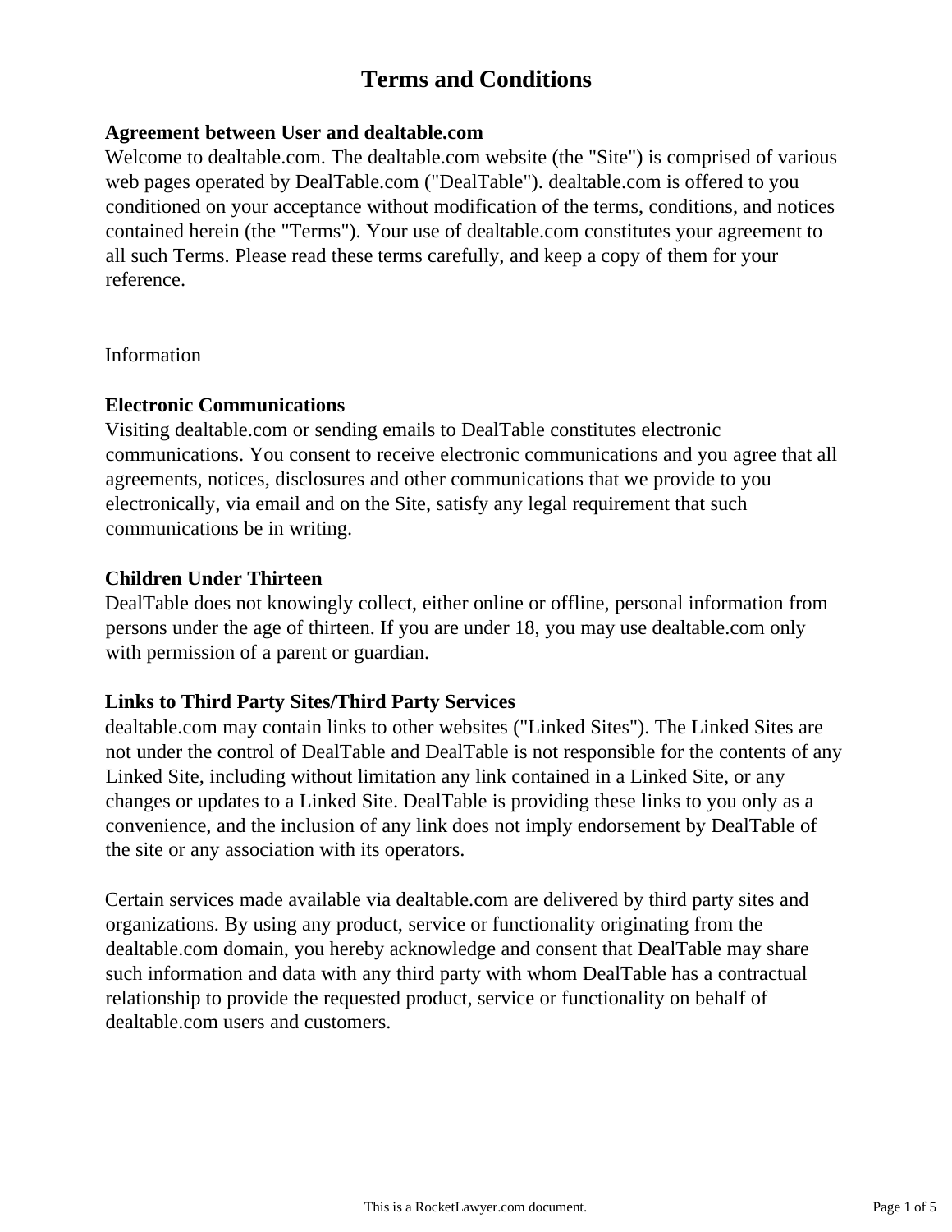# Terms and Conditions

**Agreement between User and dealtable.com**

Welcome to dealtable.com. The dealtable.com website (the "Site") is comprised of various web pages operated by DealTable.com ("DealTable"). dealtable.com is offered to you conditioned on your acceptance without modification of the terms, conditions, and notices contained herein (the "Terms"). Your use of dealtable.com constitutes your agreement to all such Terms. Please read these terms carefully, and keep a copy of them for your reference.

Information

**Electronic Communications**

Visiting dealtable.com or sending emails to DealTable constitutes electronic communications. You consent to receive electronic communications and you agree that all agreements, notices, disclosures and other communications that we provide to you electronically, via email and on the Site, satisfy any legal requirement that such communications be in writing.

**Children Under Thirteen**

DealTable does not knowingly collect, either online or offline, personal information from persons under the age of thirteen. If you are under 18, you may use dealtable.com only with permission of a parent or guardian.

**Links to Third Party Sites/Third Party Services**

dealtable.com may contain links to other websites ("Linked Sites"). The Linked Sites are not under the control of DealTable and DealTable is not responsible for the contents of any Linked Site, including without limitation any link contained in a Linked Site, or any changes or updates to a Linked Site. DealTable is providing these links to you only as a convenience, and the inclusion of any link does not imply endorsement by DealTable of the site or any association with its operators.

Certain services made available via dealtable.com are delivered by third party sites and organizations. By using any product, service or functionality originating from the dealtable.com domain, you hereby acknowledge and consent that DealTable may share such information and data with any third party with whom DealTable has a contractual relationship to provide the requested product, service or functionality on behalf of dealtable.com users and customers.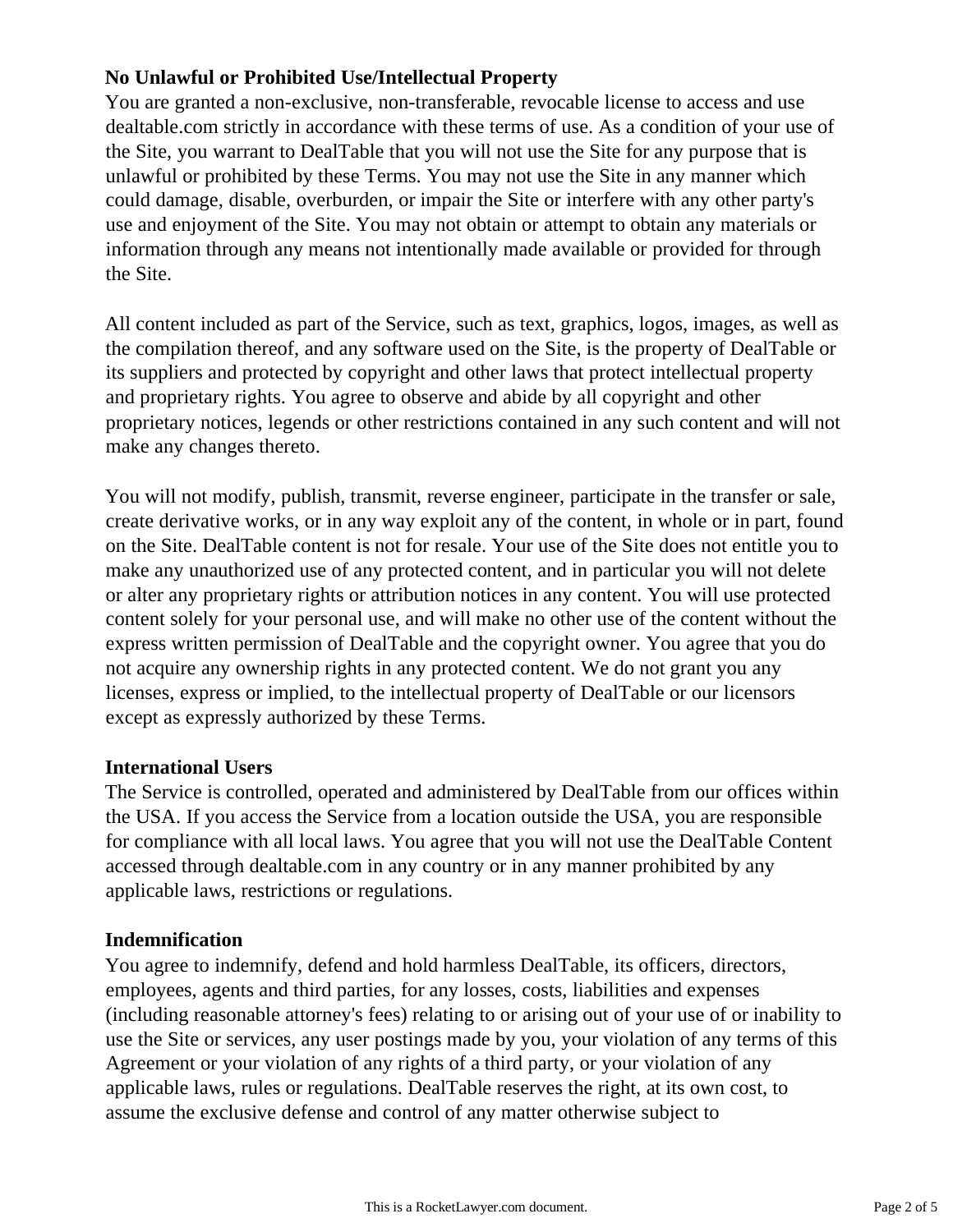**No Unlawful or Prohibited Use/Intellectual Property**

You are granted a non-exclusive, non-transferable, revocable license to access and use dealtable.com strictly in accordance with these terms of use. As a condition of your use of the Site, you warrant to DealTable that you will not use the Site for any purpose that is unlawful or prohibited by these Terms. You may not use the Site in any manner which could damage, disable, overburden, or impair the Site or interfere with any other party's use and enjoyment of the Site. You may not obtain or attempt to obtain any materials or information through any means not intentionally made available or provided for through the Site.

All content included as part of the Service, such as text, graphics, logos, images, as well as the compilation thereof, and any software used on the Site, is the property of DealTable or its suppliers and protected by copyright and other laws that protect intellectual property and proprietary rights. You agree to observe and abide by all copyright and other proprietary notices, legends or other restrictions contained in any such content and will not make any changes thereto.

You will not modify, publish, transmit, reverse engineer, participate in the transfer or sale, create derivative works, or in any way exploit any of the content, in whole or in part, found on the Site. DealTable content is not for resale. Your use of the Site does not entitle you to make any unauthorized use of any protected content, and in particular you will not delete or alter any proprietary rights or attribution notices in any content. You will use protected content solely for your personal use, and will make no other use of the content without the express written permission of DealTable and the copyright owner. You agree that you do not acquire any ownership rights in any protected content. We do not grant you any licenses, express or implied, to the intellectual property of DealTable or our licensors except as expressly authorized by these Terms.

**International Users**

The Service is controlled, operated and administered by DealTable from our offices within the USA. If you access the Service from a location outside the USA, you are responsible for compliance with all local laws. You agree that you will not use the DealTable Content accessed through dealtable.com in any country or in any manner prohibited by any applicable laws, restrictions or regulations.

**Indemnification**

You agree to indemnify, defend and hold harmless DealTable, its officers, directors, employees, agents and third parties, for any losses, costs, liabilities and expenses (including reasonable attorney's fees) relating to or arising out of your use of or inability to use the Site or services, any user postings made by you, your violation of any terms of this Agreement or your violation of any rights of a third party, or your violation of any applicable laws, rules or regulations. DealTable reserves the right, at its own cost, to assume the exclusive defense and control of any matter otherwise subject to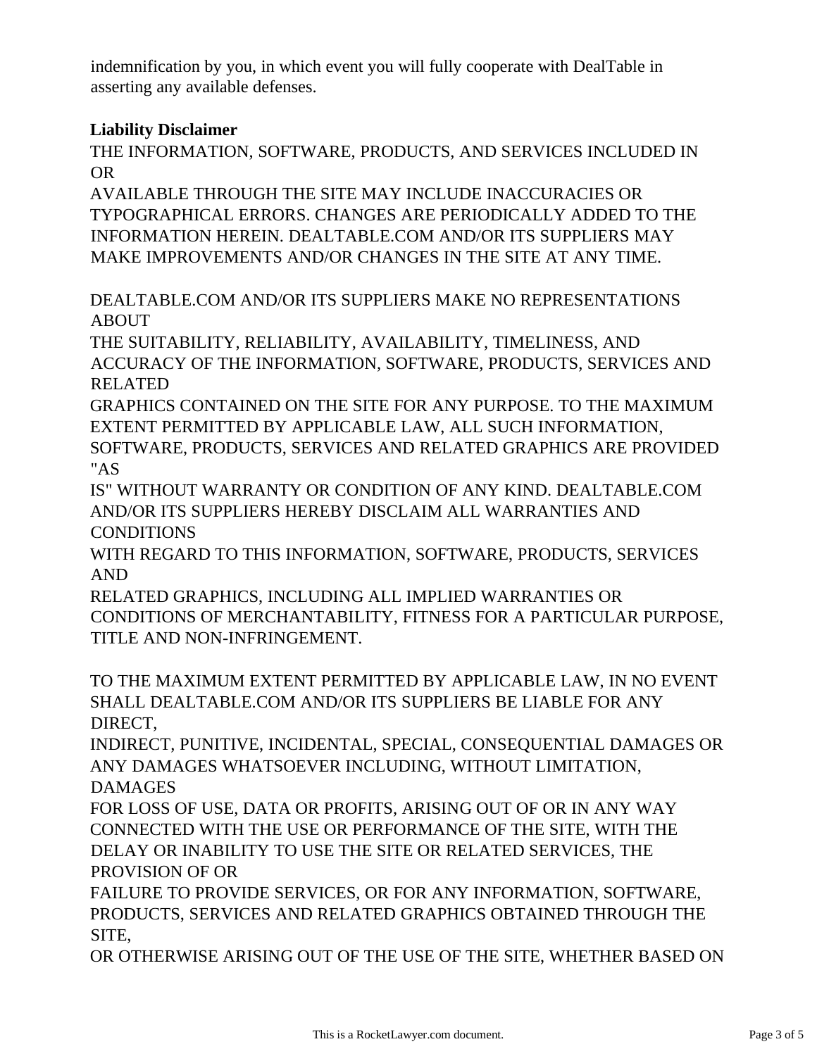indemnification by you, in which event you will fully cooperate with DealTable in asserting any available defenses.

**Liability Disclaimer**

THE INFORMATION, SOFTWARE, PRODUCTS, AND SERVICES INCLUDED IN OR AVAILABLE THROUGH THE SITE MAY INCLUDE INACCURACIES OR TYPOGRAPHICAL ERRORS. CHANGES ARE PERIODICALLY ADDED TO THE INFORMATION HEREIN. DEALTABLE.COM AND/OR ITS SUPPLIERS MAY MAKE IMPROVEMENTS AND/OR CHANGES IN THE SITE AT ANY TIME.

DEALTABLE.COM AND/OR ITS SUPPLIERS MAKE NO REPRESENTATIONS ABOUT THE SUITABILITY, RELIABILITY, AVAILABILITY, TIMELINESS, AND ACCURACY OF THE INFORMATION, SOFTWARE, PRODUCTS, SERVICES AND RELATED GRAPHICS CONTAINED ON THE SITE FOR ANY PURPOSE. TO THE MAXIMUM EXTENT PERMITTED BY APPLICABLE LAW, ALL SUCH INFORMATION, SOFTWARE, PRODUCTS, SERVICES AND RELATED GRAPHICS ARE PROVIDED "AS IS" WITHOUT WARRANTY OR CONDITION OF ANY KIND. DEALTABLE.COM AND/OR ITS SUPPLIERS HEREBY DISCLAIM ALL WARRANTIES AND CONDITIONS WITH REGARD TO THIS INFORMATION, SOFTWARE, PRODUCTS, SERVICES AND RELATED GRAPHICS, INCLUDING ALL IMPLIED WARRANTIES OR CONDITIONS OF MERCHANTABILITY, FITNESS FOR A PARTICULAR PURPOSE, TITLE AND NON-INFRINGEMENT.

TO THE MAXIMUM EXTENT PERMITTED BY APPLICABLE LAW, IN NO EVENT SHALL DEALTABLE.COM AND/OR ITS SUPPLIERS BE LIABLE FOR ANY DIRECT, INDIRECT, PUNITIVE, INCIDENTAL, SPECIAL, CONSEQUENTIAL DAMAGES OR ANY DAMAGES WHATSOEVER INCLUDING, WITHOUT LIMITATION, DAMAGES FOR LOSS OF USE, DATA OR PROFITS, ARISING OUT OF OR IN ANY WAY CONNECTED WITH THE USE OR PERFORMANCE OF THE SITE, WITH THE DELAY OR INABILITY TO USE THE SITE OR RELATED SERVICES, THE PROVISION OF OR FAILURE TO PROVIDE SERVICES, OR FOR ANY INFORMATION, SOFTWARE, PRODUCTS, SERVICES AND RELATED GRAPHICS OBTAINED THROUGH THE SITE, OR OTHERWISE ARISING OUT OF THE USE OF THE SITE, WHETHER BASED ON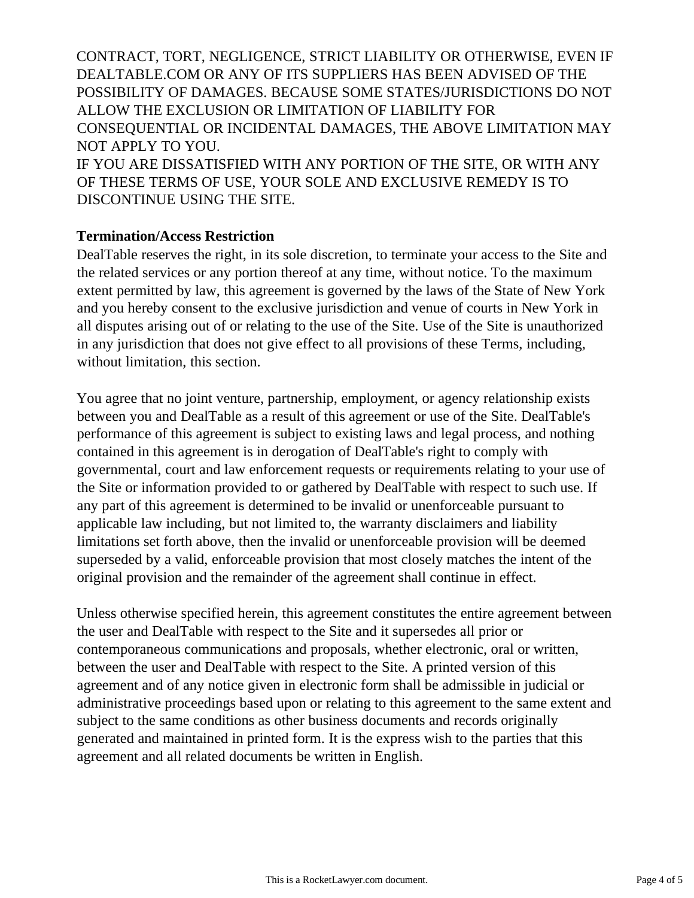CONTRACT, TORT, NEGLIGENCE, STRICT LIABILITY OR OTHERWISE, EVEN IF DEALTABLE.COM OR ANY OF ITS SUPPLIERS HAS BEEN ADVISED OF THE POSSIBILITY OF DAMAGES. BECAUSE SOME STATES/JURISDICTIONS DO NOT ALLOW THE EXCLUSION OR LIMITATION OF LIABILITY FOR CONSEQUENTIAL OR INCIDENTAL DAMAGES, THE ABOVE LIMITATION MAY NOT APPLY TO YOU.
IF YOU ARE DISSATISFIED WITH ANY PORTION OF THE SITE, OR WITH ANY OF THESE TERMS OF USE, YOUR SOLE AND EXCLUSIVE REMEDY IS TO DISCONTINUE USING THE SITE.

**Termination/Access Restriction**
DealTable reserves the right, in its sole discretion, to terminate your access to the Site and the related services or any portion thereof at any time, without notice. To the maximum extent permitted by law, this agreement is governed by the laws of the State of New York and you hereby consent to the exclusive jurisdiction and venue of courts in New York in all disputes arising out of or relating to the use of the Site. Use of the Site is unauthorized in any jurisdiction that does not give effect to all provisions of these Terms, including, without limitation, this section.

You agree that no joint venture, partnership, employment, or agency relationship exists between you and DealTable as a result of this agreement or use of the Site. DealTable's performance of this agreement is subject to existing laws and legal process, and nothing contained in this agreement is in derogation of DealTable's right to comply with governmental, court and law enforcement requests or requirements relating to your use of the Site or information provided to or gathered by DealTable with respect to such use. If any part of this agreement is determined to be invalid or unenforceable pursuant to applicable law including, but not limited to, the warranty disclaimers and liability limitations set forth above, then the invalid or unenforceable provision will be deemed superseded by a valid, enforceable provision that most closely matches the intent of the original provision and the remainder of the agreement shall continue in effect.

Unless otherwise specified herein, this agreement constitutes the entire agreement between the user and DealTable with respect to the Site and it supersedes all prior or contemporaneous communications and proposals, whether electronic, oral or written, between the user and DealTable with respect to the Site. A printed version of this agreement and of any notice given in electronic form shall be admissible in judicial or administrative proceedings based upon or relating to this agreement to the same extent and subject to the same conditions as other business documents and records originally generated and maintained in printed form. It is the express wish to the parties that this agreement and all related documents be written in English.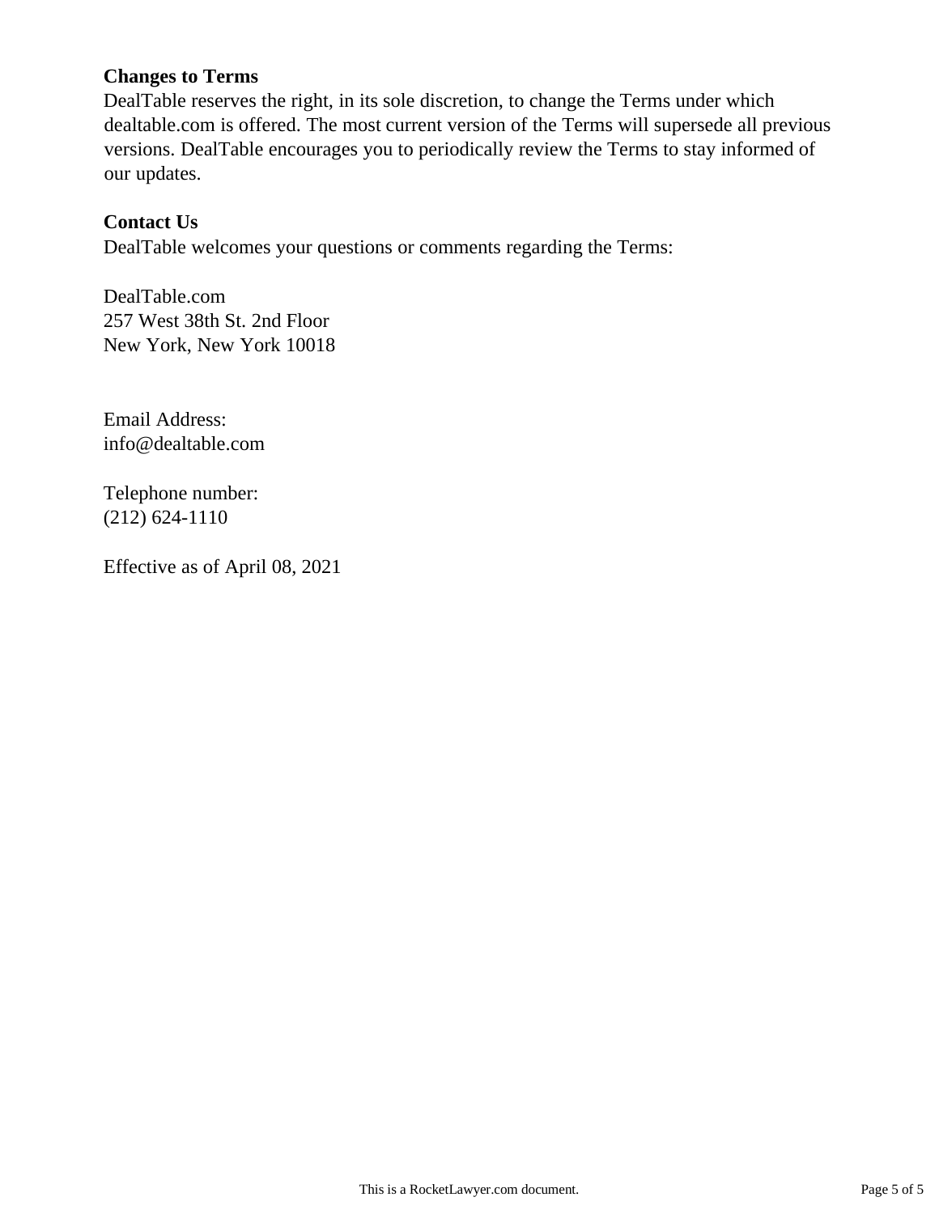**Changes to Terms**
DealTable reserves the right, in its sole discretion, to change the Terms under which dealtable.com is offered. The most current version of the Terms will supersede all previous versions. DealTable encourages you to periodically review the Terms to stay informed of our updates.

**Contact Us**
DealTable welcomes your questions or comments regarding the Terms:

DealTable.com
257 West 38th St. 2nd Floor
New York, New York 10018

Email Address:
info@dealtable.com

Telephone number:
(212) 624-1110

Effective as of April 08, 2021

This is a RocketLawyer.com document.